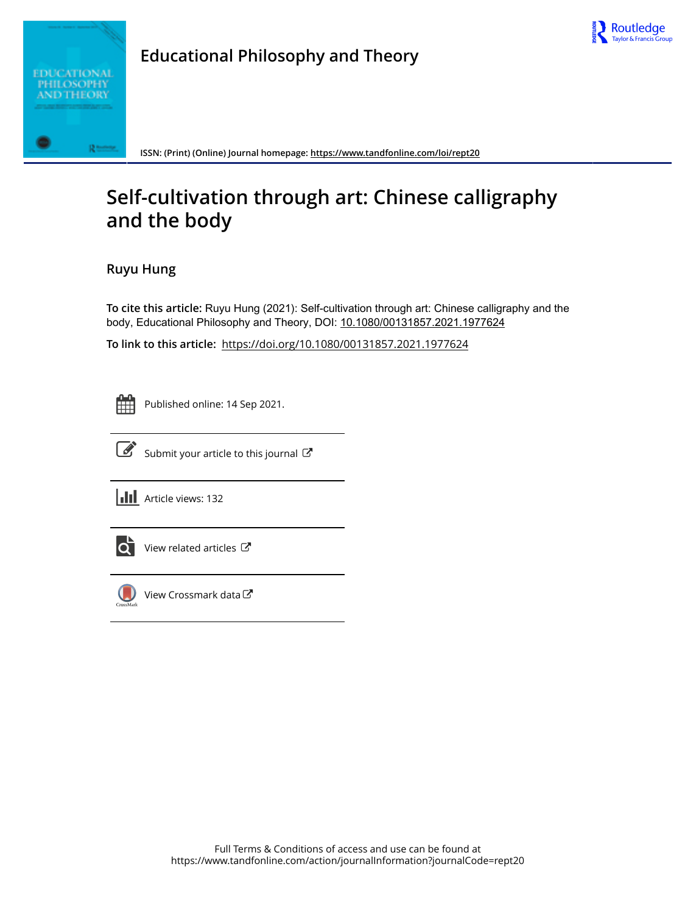Educational Philosophy and Theory

ISSN: (Print) (Online) Journal homepage: https://www.tandfonline.com/loi/rept20

# Self-cultivation through art: Chinese calligraphy and the body

## Ruyu Hung

**To cite this article:** Ruyu Hung (2021): Self-cultivation through art: Chinese calligraphy and the body, Educational Philosophy and Theory, DOI: 10.1080/00131857.2021.1977624

**To link to this article:** https://doi.org/10.1080/00131857.2021.1977624

Published online: 14 Sep 2021.

Submit your article to this journal

Article views: 132

View related articles

View Crossmark data

Full Terms & Conditions of access and use can be found at https://www.tandfonline.com/action/journalInformation?journalCode=rept20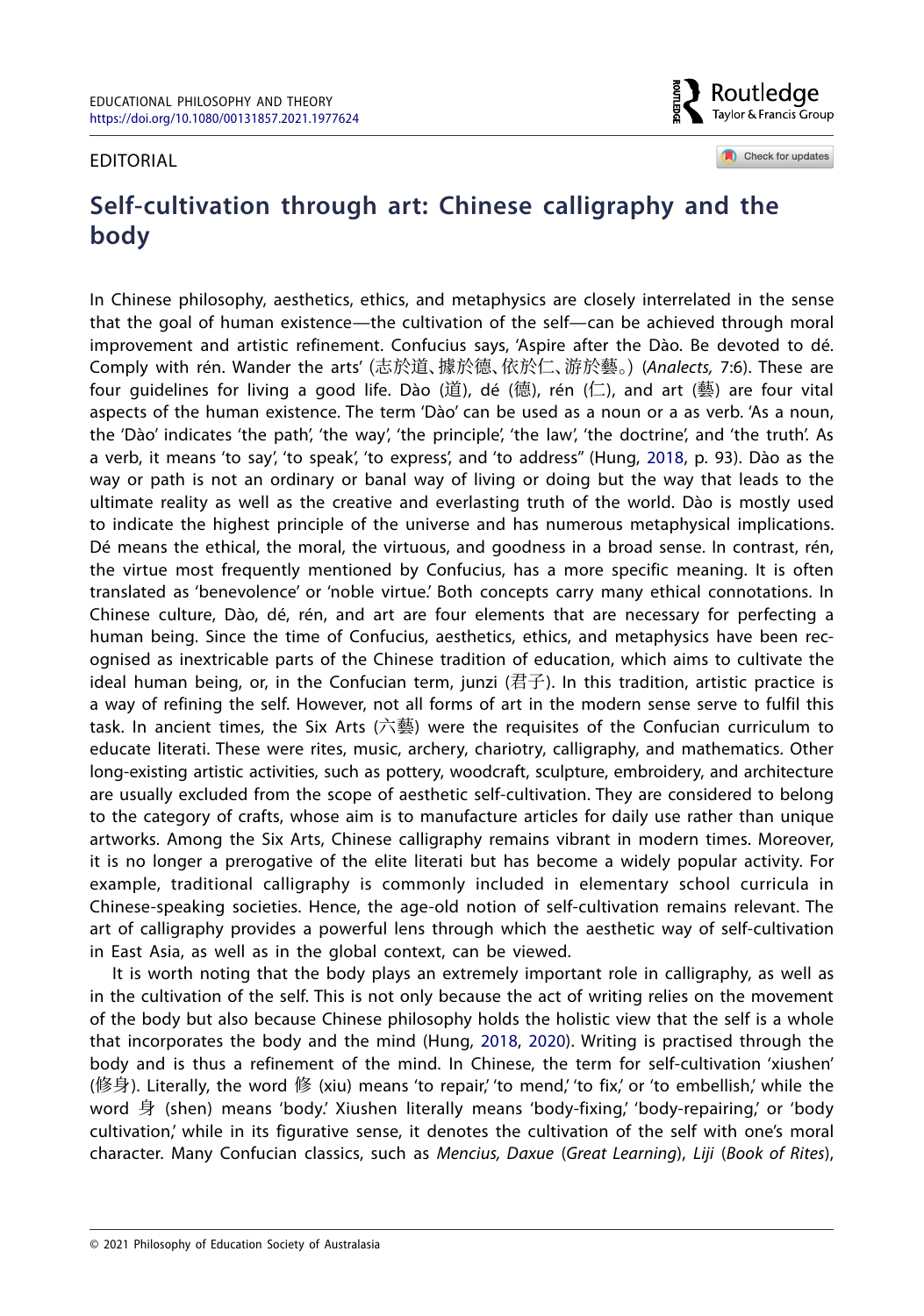EDITORIAL

# Self-cultivation through art: Chinese calligraphy and the body

In Chinese philosophy, aesthetics, ethics, and metaphysics are closely interrelated in the sense that the goal of human existence—the cultivation of the self—can be achieved through moral improvement and artistic refinement. Confucius says, 'Aspire after the Dào. Be devoted to dé. Comply with rén. Wander the arts' (志於道、據於德、依於仁、游於藝。) (*Analects,* 7:6). These are four guidelines for living a good life. Dào (道), dé (德), rén (仁), and art (藝) are four vital aspects of the human existence. The term 'Dào' can be used as a noun or a as verb. 'As a noun, the 'Dào' indicates 'the path', 'the way', 'the principle', 'the law', 'the doctrine', and 'the truth'. As a verb, it means 'to say', 'to speak', 'to express', and 'to address'' (Hung, 2018, p. 93). Dào as the way or path is not an ordinary or banal way of living or doing but the way that leads to the ultimate reality as well as the creative and everlasting truth of the world. Dào is mostly used to indicate the highest principle of the universe and has numerous metaphysical implications. Dé means the ethical, the moral, the virtuous, and goodness in a broad sense. In contrast, rén, the virtue most frequently mentioned by Confucius, has a more specific meaning. It is often translated as 'benevolence' or 'noble virtue.' Both concepts carry many ethical connotations. In Chinese culture, Dào, dé, rén, and art are four elements that are necessary for perfecting a human being. Since the time of Confucius, aesthetics, ethics, and metaphysics have been recognised as inextricable parts of the Chinese tradition of education, which aims to cultivate the ideal human being, or, in the Confucian term, junzi (君子). In this tradition, artistic practice is a way of refining the self. However, not all forms of art in the modern sense serve to fulfil this task. In ancient times, the Six Arts (六藝) were the requisites of the Confucian curriculum to educate literati. These were rites, music, archery, chariotry, calligraphy, and mathematics. Other long-existing artistic activities, such as pottery, woodcraft, sculpture, embroidery, and architecture are usually excluded from the scope of aesthetic self-cultivation. They are considered to belong to the category of crafts, whose aim is to manufacture articles for daily use rather than unique artworks. Among the Six Arts, Chinese calligraphy remains vibrant in modern times. Moreover, it is no longer a prerogative of the elite literati but has become a widely popular activity. For example, traditional calligraphy is commonly included in elementary school curricula in Chinese-speaking societies. Hence, the age-old notion of self-cultivation remains relevant. The art of calligraphy provides a powerful lens through which the aesthetic way of self-cultivation in East Asia, as well as in the global context, can be viewed.

It is worth noting that the body plays an extremely important role in calligraphy, as well as in the cultivation of the self. This is not only because the act of writing relies on the movement of the body but also because Chinese philosophy holds the holistic view that the self is a whole that incorporates the body and the mind (Hung, 2018, 2020). Writing is practised through the body and is thus a refinement of the mind. In Chinese, the term for self-cultivation 'xiushen' (修身). Literally, the word 修 (xiu) means 'to repair,' 'to mend,' 'to fix,' or 'to embellish,' while the word 身 (shen) means 'body.' Xiushen literally means 'body-fixing,' 'body-repairing,' or 'body cultivation,' while in its figurative sense, it denotes the cultivation of the self with one's moral character. Many Confucian classics, such as *Mencius, Daxue* (*Great Learning*), *Liji* (*Book of Rites*),

© 2021 Philosophy of Education Society of Australasia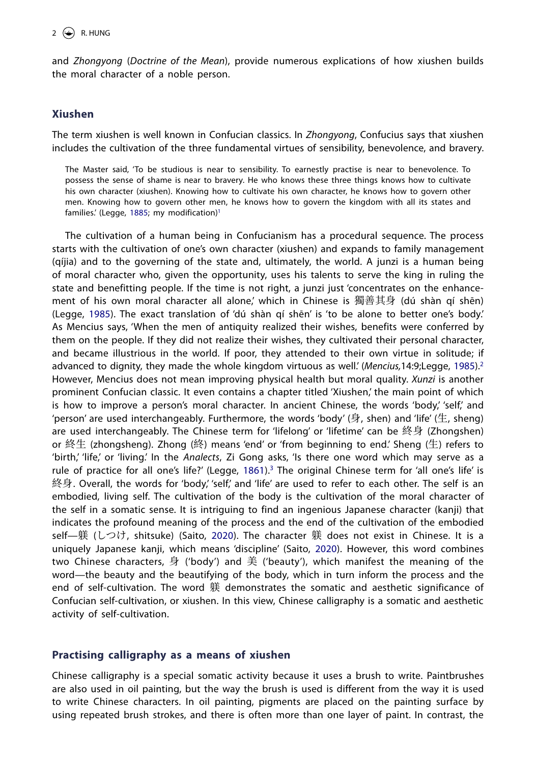and *Zhongyong* (*Doctrine of the Mean*), provide numerous explications of how xiushen builds the moral character of a noble person.

## Xiushen

The term xiushen is well known in Confucian classics. In *Zhongyong*, Confucius says that xiushen includes the cultivation of the three fundamental virtues of sensibility, benevolence, and bravery.

> The Master said, 'To be studious is near to sensibility. To earnestly practise is near to benevolence. To possess the sense of shame is near to bravery. He who knows these three things knows how to cultivate his own character (xiushen). Knowing how to cultivate his own character, he knows how to govern other men. Knowing how to govern other men, he knows how to govern the kingdom with all its states and families.' (Legge, 1885; my modification)[1]

The cultivation of a human being in Confucianism has a procedural sequence. The process starts with the cultivation of one's own character (xiushen) and expands to family management (qíjia) and to the governing of the state and, ultimately, the world. A junzi is a human being of moral character who, given the opportunity, uses his talents to serve the king in ruling the state and benefitting people. If the time is not right, a junzi just 'concentrates on the enhancement of his own moral character all alone,' which in Chinese is 獨善其身 (dú shàn qí shēn) (Legge, 1985). The exact translation of 'dú shàn qí shēn' is 'to be alone to better one's body.' As Mencius says, 'When the men of antiquity realized their wishes, benefits were conferred by them on the people. If they did not realize their wishes, they cultivated their personal character, and became illustrious in the world. If poor, they attended to their own virtue in solitude; if advanced to dignity, they made the whole kingdom virtuous as well.' (*Mencius,*14:9;Legge, 1985).[2] However, Mencius does not mean improving physical health but moral quality. *Xunzi* is another prominent Confucian classic. It even contains a chapter titled 'Xiushen,' the main point of which is how to improve a person's moral character. In ancient Chinese, the words 'body,' 'self,' and 'person' are used interchangeably. Furthermore, the words 'body' (身, shen) and 'life' (生, sheng) are used interchangeably. The Chinese term for 'lifelong' or 'lifetime' can be 終身 (Zhongshen) or 終生 (zhongsheng). Zhong (終) means 'end' or 'from beginning to end.' Sheng (生) refers to 'birth,' 'life,' or 'living.' In the *Analects*, Zi Gong asks, 'Is there one word which may serve as a rule of practice for all one's life?' (Legge, 1861).[3] The original Chinese term for 'all one's life' is 終身. Overall, the words for 'body,' 'self,' and 'life' are used to refer to each other. The self is an embodied, living self. The cultivation of the body is the cultivation of the moral character of the self in a somatic sense. It is intriguing to find an ingenious Japanese character (kanji) that indicates the profound meaning of the process and the end of the cultivation of the embodied self—躾 (しつけ, shitsuke) (Saito, 2020). The character 躾 does not exist in Chinese. It is a uniquely Japanese kanji, which means 'discipline' (Saito, 2020). However, this word combines two Chinese characters, 身 ('body') and 美 ('beauty'), which manifest the meaning of the word—the beauty and the beautifying of the body, which in turn inform the process and the end of self-cultivation. The word 躾 demonstrates the somatic and aesthetic significance of Confucian self-cultivation, or xiushen. In this view, Chinese calligraphy is a somatic and aesthetic activity of self-cultivation.

## Practising calligraphy as a means of xiushen

Chinese calligraphy is a special somatic activity because it uses a brush to write. Paintbrushes are also used in oil painting, but the way the brush is used is different from the way it is used to write Chinese characters. In oil painting, pigments are placed on the painting surface by using repeated brush strokes, and there is often more than one layer of paint. In contrast, the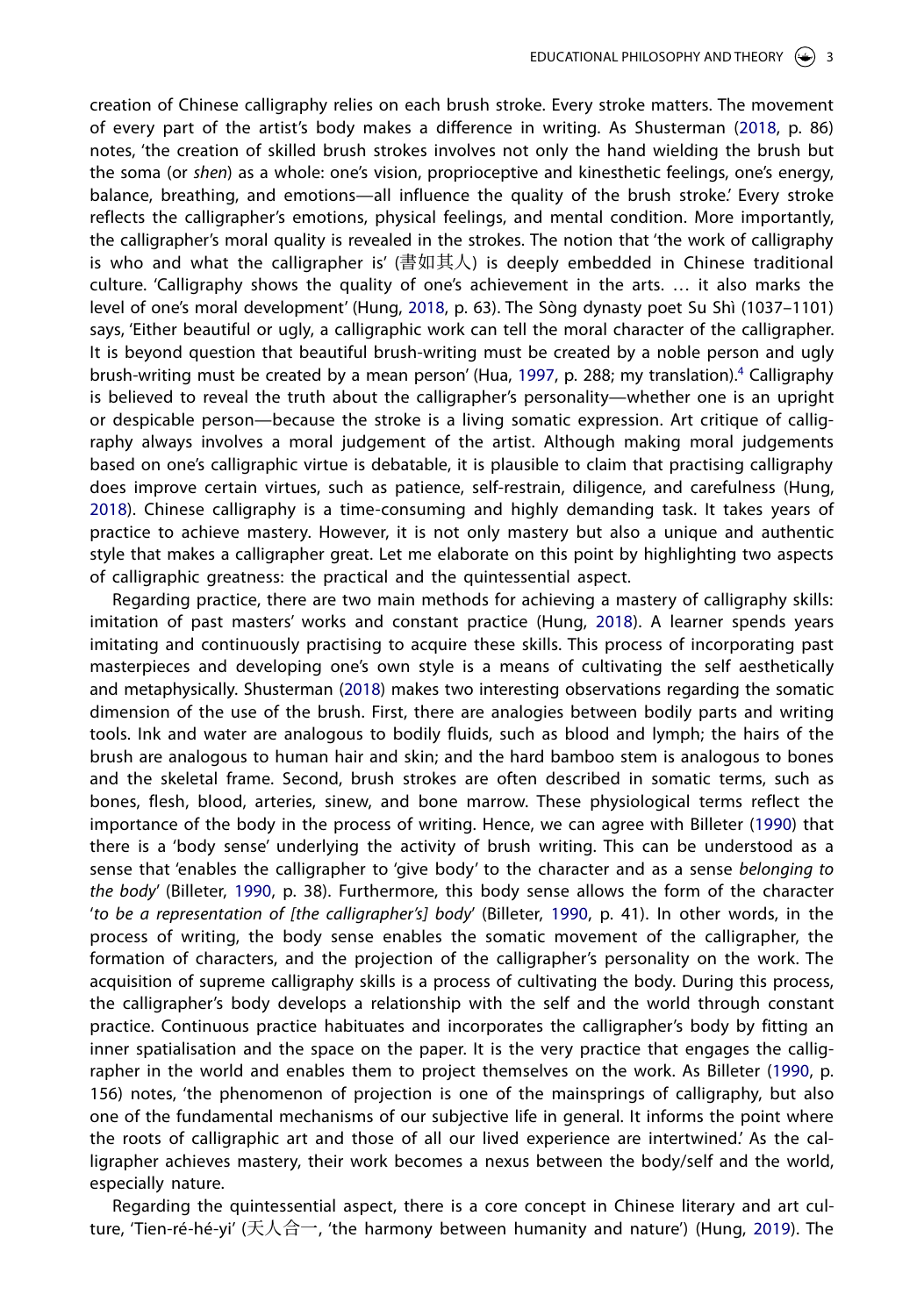creation of Chinese calligraphy relies on each brush stroke. Every stroke matters. The movement of every part of the artist's body makes a difference in writing. As Shusterman (2018, p. 86) notes, 'the creation of skilled brush strokes involves not only the hand wielding the brush but the soma (or *shen*) as a whole: one's vision, proprioceptive and kinesthetic feelings, one's energy, balance, breathing, and emotions—all influence the quality of the brush stroke.' Every stroke reflects the calligrapher's emotions, physical feelings, and mental condition. More importantly, the calligrapher's moral quality is revealed in the strokes. The notion that 'the work of calligraphy is who and what the calligrapher is' (書如其人) is deeply embedded in Chinese traditional culture. 'Calligraphy shows the quality of one's achievement in the arts. … it also marks the level of one's moral development' (Hung, 2018, p. 63). The Sòng dynasty poet Su Shì (1037–1101) says, 'Either beautiful or ugly, a calligraphic work can tell the moral character of the calligrapher. It is beyond question that beautiful brush-writing must be created by a noble person and ugly brush-writing must be created by a mean person' (Hua, 1997, p. 288; my translation).[4] Calligraphy is believed to reveal the truth about the calligrapher's personality—whether one is an upright or despicable person—because the stroke is a living somatic expression. Art critique of calligraphy always involves a moral judgement of the artist. Although making moral judgements based on one's calligraphic virtue is debatable, it is plausible to claim that practising calligraphy does improve certain virtues, such as patience, self-restrain, diligence, and carefulness (Hung, 2018). Chinese calligraphy is a time-consuming and highly demanding task. It takes years of practice to achieve mastery. However, it is not only mastery but also a unique and authentic style that makes a calligrapher great. Let me elaborate on this point by highlighting two aspects of calligraphic greatness: the practical and the quintessential aspect.

Regarding practice, there are two main methods for achieving a mastery of calligraphy skills: imitation of past masters' works and constant practice (Hung, 2018). A learner spends years imitating and continuously practising to acquire these skills. This process of incorporating past masterpieces and developing one's own style is a means of cultivating the self aesthetically and metaphysically. Shusterman (2018) makes two interesting observations regarding the somatic dimension of the use of the brush. First, there are analogies between bodily parts and writing tools. Ink and water are analogous to bodily fluids, such as blood and lymph; the hairs of the brush are analogous to human hair and skin; and the hard bamboo stem is analogous to bones and the skeletal frame. Second, brush strokes are often described in somatic terms, such as bones, flesh, blood, arteries, sinew, and bone marrow. These physiological terms reflect the importance of the body in the process of writing. Hence, we can agree with Billeter (1990) that there is a 'body sense' underlying the activity of brush writing. This can be understood as a sense that 'enables the calligrapher to 'give body' to the character and as a sense *belonging to the body*' (Billeter, 1990, p. 38). Furthermore, this body sense allows the form of the character '*to be a representation of [the calligrapher's] body*' (Billeter, 1990, p. 41). In other words, in the process of writing, the body sense enables the somatic movement of the calligrapher, the formation of characters, and the projection of the calligrapher's personality on the work. The acquisition of supreme calligraphy skills is a process of cultivating the body. During this process, the calligrapher's body develops a relationship with the self and the world through constant practice. Continuous practice habituates and incorporates the calligrapher's body by fitting an inner spatialisation and the space on the paper. It is the very practice that engages the calligrapher in the world and enables them to project themselves on the work. As Billeter (1990, p. 156) notes, 'the phenomenon of projection is one of the mainsprings of calligraphy, but also one of the fundamental mechanisms of our subjective life in general. It informs the point where the roots of calligraphic art and those of all our lived experience are intertwined.' As the calligrapher achieves mastery, their work becomes a nexus between the body/self and the world, especially nature.

Regarding the quintessential aspect, there is a core concept in Chinese literary and art culture, 'Tien-ré-hé-yi' (天人合一, 'the harmony between humanity and nature') (Hung, 2019). The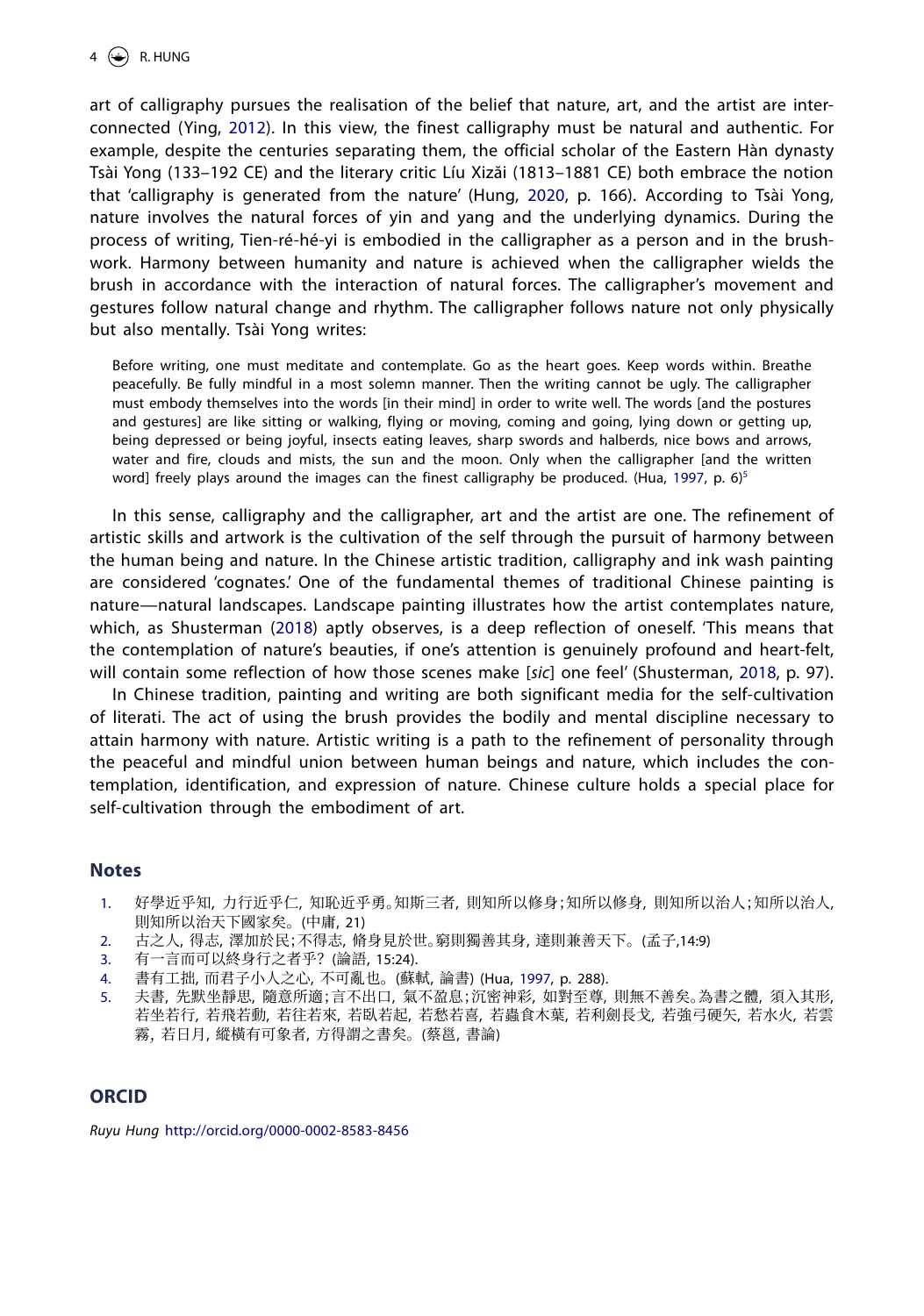art of calligraphy pursues the realisation of the belief that nature, art, and the artist are interconnected (Ying, 2012). In this view, the finest calligraphy must be natural and authentic. For example, despite the centuries separating them, the official scholar of the Eastern Hàn dynasty Tsài Yong (133–192 CE) and the literary critic Líu Xizăi (1813–1881 CE) both embrace the notion that 'calligraphy is generated from the nature' (Hung, 2020, p. 166). According to Tsài Yong, nature involves the natural forces of yin and yang and the underlying dynamics. During the process of writing, Tien-ré-hé-yi is embodied in the calligrapher as a person and in the brushwork. Harmony between humanity and nature is achieved when the calligrapher wields the brush in accordance with the interaction of natural forces. The calligrapher's movement and gestures follow natural change and rhythm. The calligrapher follows nature not only physically but also mentally. Tsài Yong writes:

> Before writing, one must meditate and contemplate. Go as the heart goes. Keep words within. Breathe peacefully. Be fully mindful in a most solemn manner. Then the writing cannot be ugly. The calligrapher must embody themselves into the words [in their mind] in order to write well. The words [and the postures and gestures] are like sitting or walking, flying or moving, coming and going, lying down or getting up, being depressed or being joyful, insects eating leaves, sharp swords and halberds, nice bows and arrows, water and fire, clouds and mists, the sun and the moon. Only when the calligrapher [and the written word] freely plays around the images can the finest calligraphy be produced. (Hua, 1997, p. 6)[5]

In this sense, calligraphy and the calligrapher, art and the artist are one. The refinement of artistic skills and artwork is the cultivation of the self through the pursuit of harmony between the human being and nature. In the Chinese artistic tradition, calligraphy and ink wash painting are considered 'cognates.' One of the fundamental themes of traditional Chinese painting is nature—natural landscapes. Landscape painting illustrates how the artist contemplates nature, which, as Shusterman (2018) aptly observes, is a deep reflection of oneself. 'This means that the contemplation of nature's beauties, if one's attention is genuinely profound and heart-felt, will contain some reflection of how those scenes make [*sic*] one feel' (Shusterman, 2018, p. 97).

In Chinese tradition, painting and writing are both significant media for the self-cultivation of literati. The act of using the brush provides the bodily and mental discipline necessary to attain harmony with nature. Artistic writing is a path to the refinement of personality through the peaceful and mindful union between human beings and nature, which includes the contemplation, identification, and expression of nature. Chinese culture holds a special place for self-cultivation through the embodiment of art.

## Notes

1. 好學近乎知, 力行近乎仁, 知恥近乎勇。知斯三者, 則知所以修身;知所以修身, 則知所以治人;知所以治人, 則知所以治天下國家矣。(中庸, 21)
2. 古之人, 得志, 澤加於民;不得志, 脩身見於世。窮則獨善其身, 達則兼善天下。(孟子,14:9)
3. 有一言而可以終身行之者乎? (論語, 15:24).
4. 書有工拙, 而君子小人之心, 不可亂也。(蘇軾, 論書) (Hua, 1997, p. 288).
5. 夫書, 先默坐靜思, 隨意所適;言不出口, 氣不盈息;沉密神彩, 如對至尊, 則無不善矣。為書之體, 須入其形, 若坐若行, 若飛若動, 若往若來, 若臥若起, 若愁若喜, 若蟲食木葉, 若利劍長戈, 若強弓硬矢, 若水火, 若雲霧, 若日月, 縱橫有可象者, 方得謂之書矣。(蔡邕, 書論)

## ORCID

*Ruyu Hung* http://orcid.org/0000-0002-8583-8456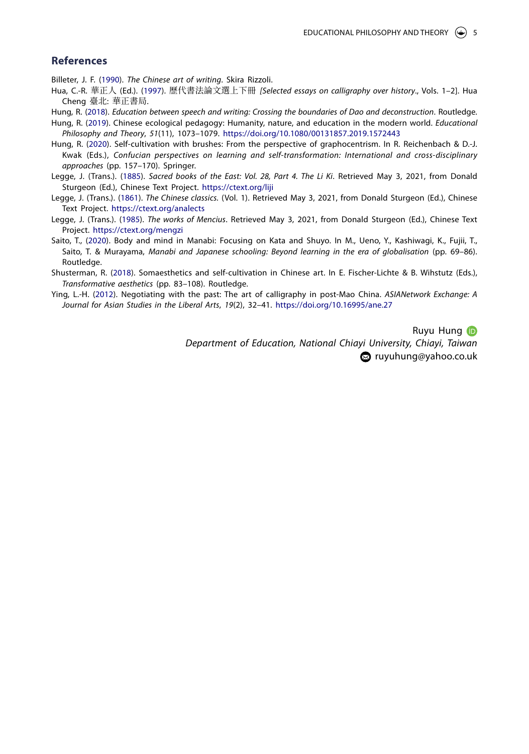## References

Billeter, J. F. (1990). *The Chinese art of writing*. Skira Rizzoli.

Hua, C.-R. 華正人 (Ed.). (1997). 歷代書法論文選上下冊 *[Selected essays on calligraphy over history*., Vols. 1–2]. Hua Cheng 臺北: 華正書局.

Hung, R. (2018). *Education between speech and writing: Crossing the boundaries of Dao and deconstruction*. Routledge.

Hung, R. (2019). Chinese ecological pedagogy: Humanity, nature, and education in the modern world. *Educational Philosophy and Theory*, *51*(11), 1073–1079. https://doi.org/10.1080/00131857.2019.1572443

Hung, R. (2020). Self-cultivation with brushes: From the perspective of graphocentrism. In R. Reichenbach & D.-J. Kwak (Eds.), *Confucian perspectives on learning and self-transformation: International and cross-disciplinary approaches* (pp. 157–170). Springer.

Legge, J. (Trans.). (1885). *Sacred books of the East: Vol. 28, Part 4. The Li Ki*. Retrieved May 3, 2021, from Donald Sturgeon (Ed.), Chinese Text Project. https://ctext.org/liji

Legge, J. (Trans.). (1861). *The Chinese classics.* (Vol. 1). Retrieved May 3, 2021, from Donald Sturgeon (Ed.), Chinese Text Project. https://ctext.org/analects

Legge, J. (Trans.). (1985). *The works of Mencius*. Retrieved May 3, 2021, from Donald Sturgeon (Ed.), Chinese Text Project. https://ctext.org/mengzi

Saito, T., (2020). Body and mind in Manabi: Focusing on Kata and Shuyo. In M., Ueno, Y., Kashiwagi, K., Fujii, T., Saito, T. & Murayama, *Manabi and Japanese schooling: Beyond learning in the era of globalisation* (pp. 69–86). Routledge.

Shusterman, R. (2018). Somaesthetics and self-cultivation in Chinese art. In E. Fischer-Lichte & B. Wihstutz (Eds.), *Transformative aesthetics* (pp. 83–108). Routledge.

Ying, L.-H. (2012). Negotiating with the past: The art of calligraphy in post-Mao China. *ASIANetwork Exchange: A Journal for Asian Studies in the Liberal Arts*, *19*(2), 32–41. https://doi.org/10.16995/ane.27

Ruyu Hung
*Department of Education, National Chiayi University, Chiayi, Taiwan*
ruyuhung@yahoo.co.uk